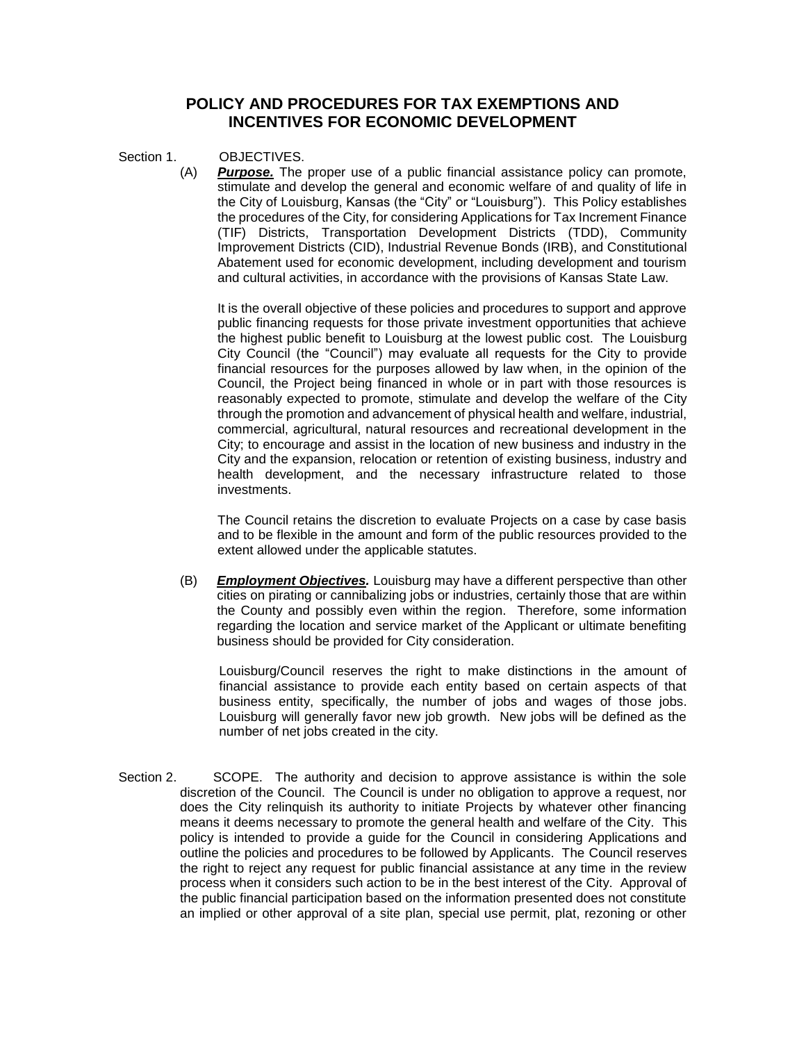# POLICY AND PROCEDURES FOR TAX EXEMPTIONS AND INCENTIVES FOR ECONOMIC DEVELOPMENT

Section 1. OBJECTIVES.

(A) ***Purpose.*** The proper use of a public financial assistance policy can promote, stimulate and develop the general and economic welfare of and quality of life in the City of Louisburg, Kansas (the "City" or "Louisburg"). This Policy establishes the procedures of the City, for considering Applications for Tax Increment Finance (TIF) Districts, Transportation Development Districts (TDD), Community Improvement Districts (CID), Industrial Revenue Bonds (IRB), and Constitutional Abatement used for economic development, including development and tourism and cultural activities, in accordance with the provisions of Kansas State Law.

It is the overall objective of these policies and procedures to support and approve public financing requests for those private investment opportunities that achieve the highest public benefit to Louisburg at the lowest public cost. The Louisburg City Council (the "Council") may evaluate all requests for the City to provide financial resources for the purposes allowed by law when, in the opinion of the Council, the Project being financed in whole or in part with those resources is reasonably expected to promote, stimulate and develop the welfare of the City through the promotion and advancement of physical health and welfare, industrial, commercial, agricultural, natural resources and recreational development in the City; to encourage and assist in the location of new business and industry in the City and the expansion, relocation or retention of existing business, industry and health development, and the necessary infrastructure related to those investments.

The Council retains the discretion to evaluate Projects on a case by case basis and to be flexible in the amount and form of the public resources provided to the extent allowed under the applicable statutes.

(B) ***Employment Objectives.*** Louisburg may have a different perspective than other cities on pirating or cannibalizing jobs or industries, certainly those that are within the County and possibly even within the region. Therefore, some information regarding the location and service market of the Applicant or ultimate benefiting business should be provided for City consideration.

Louisburg/Council reserves the right to make distinctions in the amount of financial assistance to provide each entity based on certain aspects of that business entity, specifically, the number of jobs and wages of those jobs. Louisburg will generally favor new job growth. New jobs will be defined as the number of net jobs created in the city.

Section 2. SCOPE. The authority and decision to approve assistance is within the sole discretion of the Council. The Council is under no obligation to approve a request, nor does the City relinquish its authority to initiate Projects by whatever other financing means it deems necessary to promote the general health and welfare of the City. This policy is intended to provide a guide for the Council in considering Applications and outline the policies and procedures to be followed by Applicants. The Council reserves the right to reject any request for public financial assistance at any time in the review process when it considers such action to be in the best interest of the City. Approval of the public financial participation based on the information presented does not constitute an implied or other approval of a site plan, special use permit, plat, rezoning or other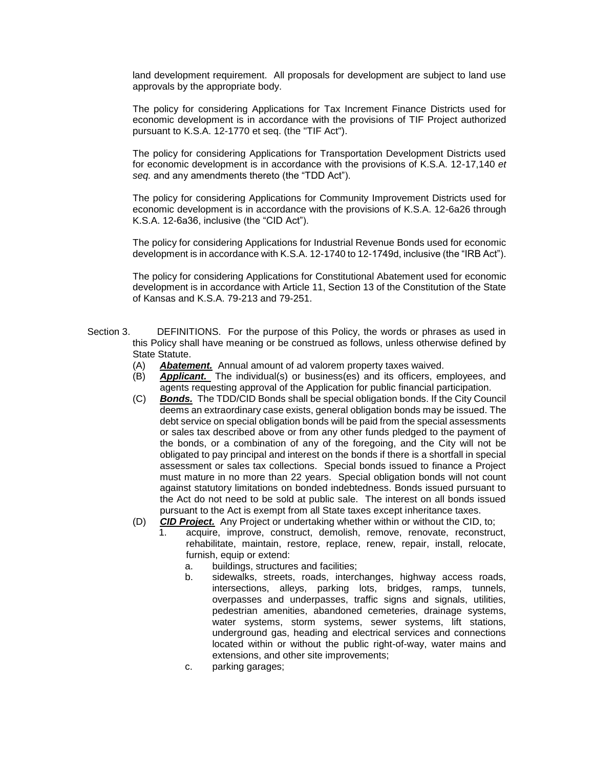land development requirement. All proposals for development are subject to land use approvals by the appropriate body.

The policy for considering Applications for Tax Increment Finance Districts used for economic development is in accordance with the provisions of TIF Project authorized pursuant to K.S.A. 12-1770 et seq. (the "TIF Act").

The policy for considering Applications for Transportation Development Districts used for economic development is in accordance with the provisions of K.S.A. 12-17,140 *et seq.* and any amendments thereto (the "TDD Act").

The policy for considering Applications for Community Improvement Districts used for economic development is in accordance with the provisions of K.S.A. 12-6a26 through K.S.A. 12-6a36, inclusive (the "CID Act").

The policy for considering Applications for Industrial Revenue Bonds used for economic development is in accordance with K.S.A. 12-1740 to 12-1749d, inclusive (the "IRB Act").

The policy for considering Applications for Constitutional Abatement used for economic development is in accordance with Article 11, Section 13 of the Constitution of the State of Kansas and K.S.A. 79-213 and 79-251.

Section 3. DEFINITIONS. For the purpose of this Policy, the words or phrases as used in this Policy shall have meaning or be construed as follows, unless otherwise defined by State Statute.

(A) ***Abatement.*** Annual amount of ad valorem property taxes waived.

(B) ***Applicant.*** The individual(s) or business(es) and its officers, employees, and agents requesting approval of the Application for public financial participation.

(C) ***Bonds.*** The TDD/CID Bonds shall be special obligation bonds. If the City Council deems an extraordinary case exists, general obligation bonds may be issued. The debt service on special obligation bonds will be paid from the special assessments or sales tax described above or from any other funds pledged to the payment of the bonds, or a combination of any of the foregoing, and the City will not be obligated to pay principal and interest on the bonds if there is a shortfall in special assessment or sales tax collections. Special bonds issued to finance a Project must mature in no more than 22 years. Special obligation bonds will not count against statutory limitations on bonded indebtedness. Bonds issued pursuant to the Act do not need to be sold at public sale. The interest on all bonds issued pursuant to the Act is exempt from all State taxes except inheritance taxes.

(D) ***CID Project.*** Any Project or undertaking whether within or without the CID, to;

1. acquire, improve, construct, demolish, remove, renovate, reconstruct, rehabilitate, maintain, restore, replace, renew, repair, install, relocate, furnish, equip or extend:
   a. buildings, structures and facilities;
   b. sidewalks, streets, roads, interchanges, highway access roads, intersections, alleys, parking lots, bridges, ramps, tunnels, overpasses and underpasses, traffic signs and signals, utilities, pedestrian amenities, abandoned cemeteries, drainage systems, water systems, storm systems, sewer systems, lift stations, underground gas, heading and electrical services and connections located within or without the public right-of-way, water mains and extensions, and other site improvements;
   c. parking garages;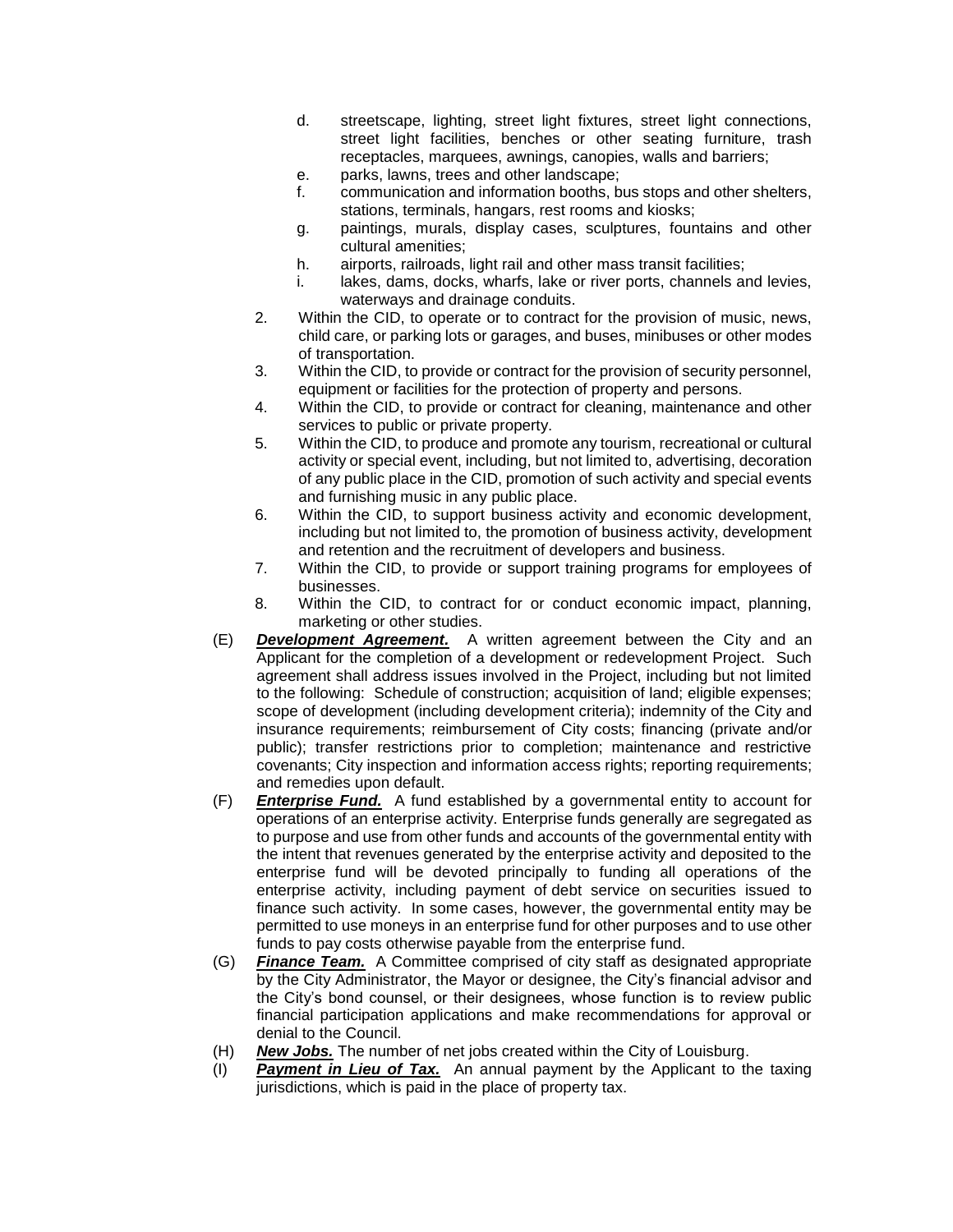d. streetscape, lighting, street light fixtures, street light connections, street light facilities, benches or other seating furniture, trash receptacles, marquees, awnings, canopies, walls and barriers;

e. parks, lawns, trees and other landscape;

f. communication and information booths, bus stops and other shelters, stations, terminals, hangars, rest rooms and kiosks;

g. paintings, murals, display cases, sculptures, fountains and other cultural amenities;

h. airports, railroads, light rail and other mass transit facilities;

i. lakes, dams, docks, wharfs, lake or river ports, channels and levies, waterways and drainage conduits.

2. Within the CID, to operate or to contract for the provision of music, news, child care, or parking lots or garages, and buses, minibuses or other modes of transportation.

3. Within the CID, to provide or contract for the provision of security personnel, equipment or facilities for the protection of property and persons.

4. Within the CID, to provide or contract for cleaning, maintenance and other services to public or private property.

5. Within the CID, to produce and promote any tourism, recreational or cultural activity or special event, including, but not limited to, advertising, decoration of any public place in the CID, promotion of such activity and special events and furnishing music in any public place.

6. Within the CID, to support business activity and economic development, including but not limited to, the promotion of business activity, development and retention and the recruitment of developers and business.

7. Within the CID, to provide or support training programs for employees of businesses.

8. Within the CID, to contract for or conduct economic impact, planning, marketing or other studies.

(E) ***Development Agreement.*** A written agreement between the City and an Applicant for the completion of a development or redevelopment Project. Such agreement shall address issues involved in the Project, including but not limited to the following: Schedule of construction; acquisition of land; eligible expenses; scope of development (including development criteria); indemnity of the City and insurance requirements; reimbursement of City costs; financing (private and/or public); transfer restrictions prior to completion; maintenance and restrictive covenants; City inspection and information access rights; reporting requirements; and remedies upon default.

(F) ***Enterprise Fund.*** A fund established by a governmental entity to account for operations of an enterprise activity. Enterprise funds generally are segregated as to purpose and use from other funds and accounts of the governmental entity with the intent that revenues generated by the enterprise activity and deposited to the enterprise fund will be devoted principally to funding all operations of the enterprise activity, including payment of debt service on securities issued to finance such activity. In some cases, however, the governmental entity may be permitted to use moneys in an enterprise fund for other purposes and to use other funds to pay costs otherwise payable from the enterprise fund.

(G) ***Finance Team.*** A Committee comprised of city staff as designated appropriate by the City Administrator, the Mayor or designee, the City's financial advisor and the City's bond counsel, or their designees, whose function is to review public financial participation applications and make recommendations for approval or denial to the Council.

(H) ***New Jobs.*** The number of net jobs created within the City of Louisburg.

(I) ***Payment in Lieu of Tax.*** An annual payment by the Applicant to the taxing jurisdictions, which is paid in the place of property tax.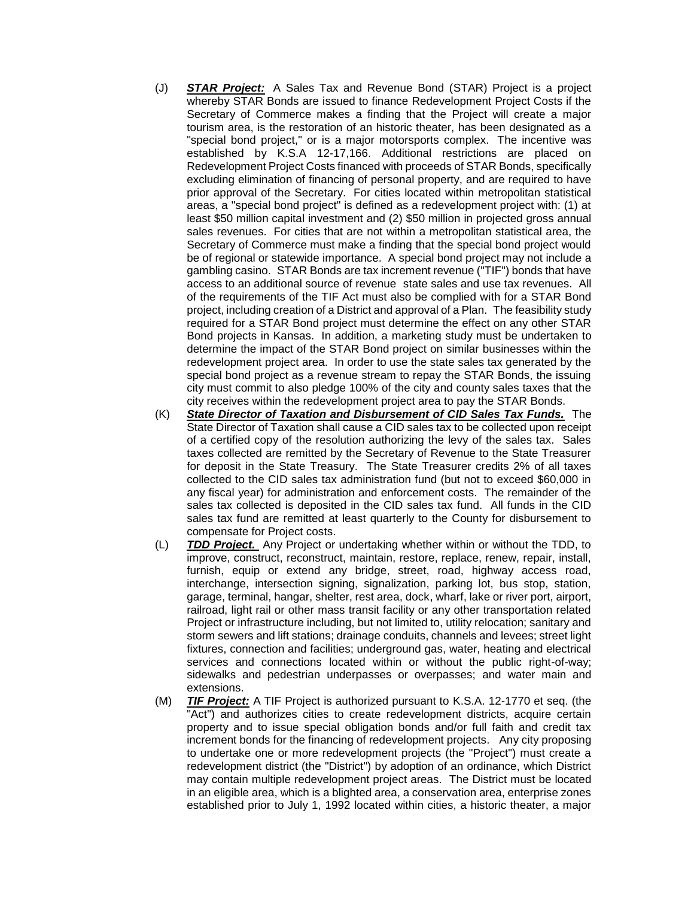(J) ***STAR Project:*** A Sales Tax and Revenue Bond (STAR) Project is a project whereby STAR Bonds are issued to finance Redevelopment Project Costs if the Secretary of Commerce makes a finding that the Project will create a major tourism area, is the restoration of an historic theater, has been designated as a "special bond project," or is a major motorsports complex. The incentive was established by K.S.A 12-17,166. Additional restrictions are placed on Redevelopment Project Costs financed with proceeds of STAR Bonds, specifically excluding elimination of financing of personal property, and are required to have prior approval of the Secretary. For cities located within metropolitan statistical areas, a "special bond project" is defined as a redevelopment project with: (1) at least $50 million capital investment and (2) $50 million in projected gross annual sales revenues. For cities that are not within a metropolitan statistical area, the Secretary of Commerce must make a finding that the special bond project would be of regional or statewide importance. A special bond project may not include a gambling casino. STAR Bonds are tax increment revenue ("TIF") bonds that have access to an additional source of revenue state sales and use tax revenues. All of the requirements of the TIF Act must also be complied with for a STAR Bond project, including creation of a District and approval of a Plan. The feasibility study required for a STAR Bond project must determine the effect on any other STAR Bond projects in Kansas. In addition, a marketing study must be undertaken to determine the impact of the STAR Bond project on similar businesses within the redevelopment project area. In order to use the state sales tax generated by the special bond project as a revenue stream to repay the STAR Bonds, the issuing city must commit to also pledge 100% of the city and county sales taxes that the city receives within the redevelopment project area to pay the STAR Bonds.

(K) ***State Director of Taxation and Disbursement of CID Sales Tax Funds.*** The State Director of Taxation shall cause a CID sales tax to be collected upon receipt of a certified copy of the resolution authorizing the levy of the sales tax. Sales taxes collected are remitted by the Secretary of Revenue to the State Treasurer for deposit in the State Treasury. The State Treasurer credits 2% of all taxes collected to the CID sales tax administration fund (but not to exceed $60,000 in any fiscal year) for administration and enforcement costs. The remainder of the sales tax collected is deposited in the CID sales tax fund. All funds in the CID sales tax fund are remitted at least quarterly to the County for disbursement to compensate for Project costs.

(L) ***TDD Project.*** Any Project or undertaking whether within or without the TDD, to improve, construct, reconstruct, maintain, restore, replace, renew, repair, install, furnish, equip or extend any bridge, street, road, highway access road, interchange, intersection signing, signalization, parking lot, bus stop, station, garage, terminal, hangar, shelter, rest area, dock, wharf, lake or river port, airport, railroad, light rail or other mass transit facility or any other transportation related Project or infrastructure including, but not limited to, utility relocation; sanitary and storm sewers and lift stations; drainage conduits, channels and levees; street light fixtures, connection and facilities; underground gas, water, heating and electrical services and connections located within or without the public right-of-way; sidewalks and pedestrian underpasses or overpasses; and water main and extensions.

(M) ***TIF Project:*** A TIF Project is authorized pursuant to K.S.A. 12-1770 et seq. (the "Act") and authorizes cities to create redevelopment districts, acquire certain property and to issue special obligation bonds and/or full faith and credit tax increment bonds for the financing of redevelopment projects. Any city proposing to undertake one or more redevelopment projects (the "Project") must create a redevelopment district (the "District") by adoption of an ordinance, which District may contain multiple redevelopment project areas. The District must be located in an eligible area, which is a blighted area, a conservation area, enterprise zones established prior to July 1, 1992 located within cities, a historic theater, a major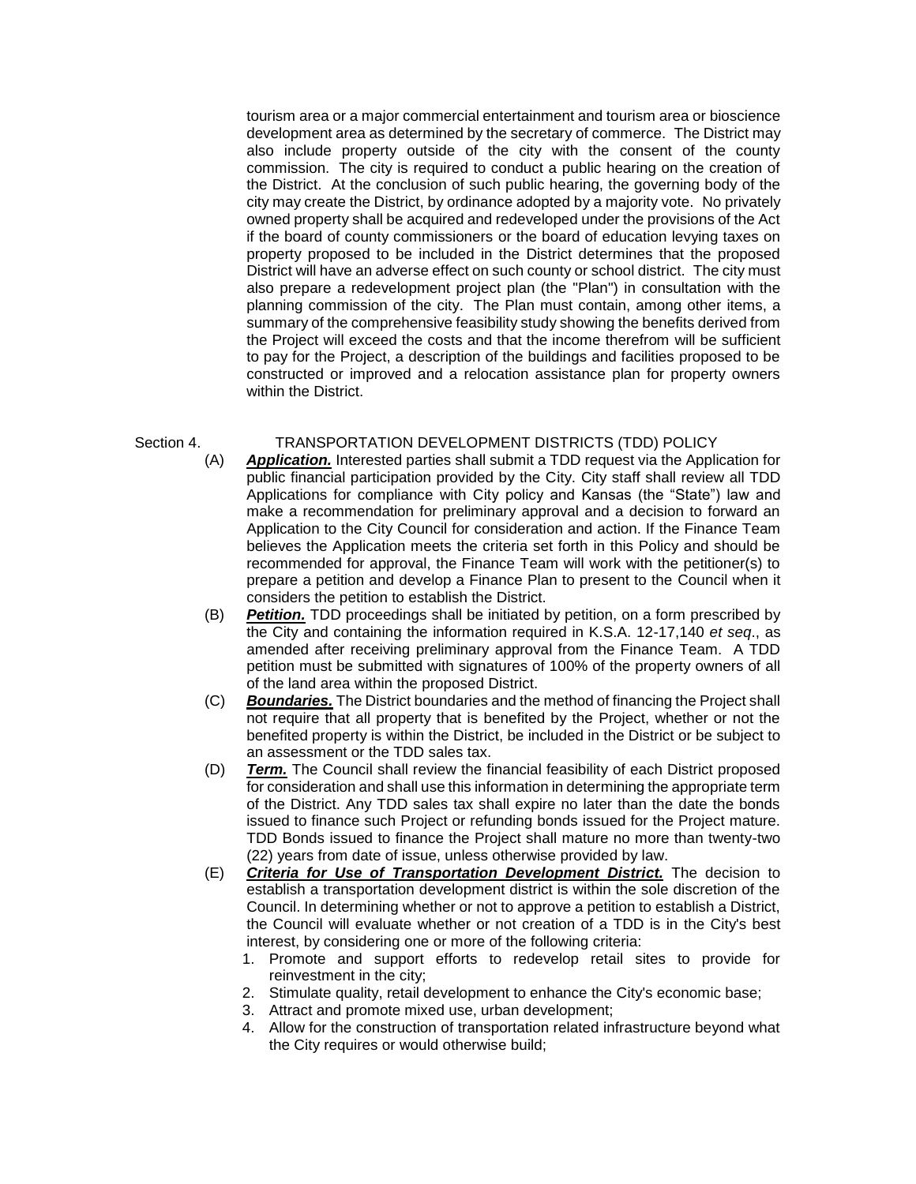tourism area or a major commercial entertainment and tourism area or bioscience development area as determined by the secretary of commerce. The District may also include property outside of the city with the consent of the county commission. The city is required to conduct a public hearing on the creation of the District. At the conclusion of such public hearing, the governing body of the city may create the District, by ordinance adopted by a majority vote. No privately owned property shall be acquired and redeveloped under the provisions of the Act if the board of county commissioners or the board of education levying taxes on property proposed to be included in the District determines that the proposed District will have an adverse effect on such county or school district. The city must also prepare a redevelopment project plan (the "Plan") in consultation with the planning commission of the city. The Plan must contain, among other items, a summary of the comprehensive feasibility study showing the benefits derived from the Project will exceed the costs and that the income therefrom will be sufficient to pay for the Project, a description of the buildings and facilities proposed to be constructed or improved and a relocation assistance plan for property owners within the District.

## Section 4. TRANSPORTATION DEVELOPMENT DISTRICTS (TDD) POLICY

(A) ***Application.*** Interested parties shall submit a TDD request via the Application for public financial participation provided by the City. City staff shall review all TDD Applications for compliance with City policy and Kansas (the "State") law and make a recommendation for preliminary approval and a decision to forward an Application to the City Council for consideration and action. If the Finance Team believes the Application meets the criteria set forth in this Policy and should be recommended for approval, the Finance Team will work with the petitioner(s) to prepare a petition and develop a Finance Plan to present to the Council when it considers the petition to establish the District.

(B) ***Petition.*** TDD proceedings shall be initiated by petition, on a form prescribed by the City and containing the information required in K.S.A. 12-17,140 *et seq*., as amended after receiving preliminary approval from the Finance Team. A TDD petition must be submitted with signatures of 100% of the property owners of all of the land area within the proposed District.

(C) ***Boundaries.*** The District boundaries and the method of financing the Project shall not require that all property that is benefited by the Project, whether or not the benefited property is within the District, be included in the District or be subject to an assessment or the TDD sales tax.

(D) ***Term.*** The Council shall review the financial feasibility of each District proposed for consideration and shall use this information in determining the appropriate term of the District. Any TDD sales tax shall expire no later than the date the bonds issued to finance such Project or refunding bonds issued for the Project mature. TDD Bonds issued to finance the Project shall mature no more than twenty-two (22) years from date of issue, unless otherwise provided by law.

(E) ***Criteria for Use of Transportation Development District.*** The decision to establish a transportation development district is within the sole discretion of the Council. In determining whether or not to approve a petition to establish a District, the Council will evaluate whether or not creation of a TDD is in the City's best interest, by considering one or more of the following criteria:

1. Promote and support efforts to redevelop retail sites to provide for reinvestment in the city;
2. Stimulate quality, retail development to enhance the City's economic base;
3. Attract and promote mixed use, urban development;
4. Allow for the construction of transportation related infrastructure beyond what the City requires or would otherwise build;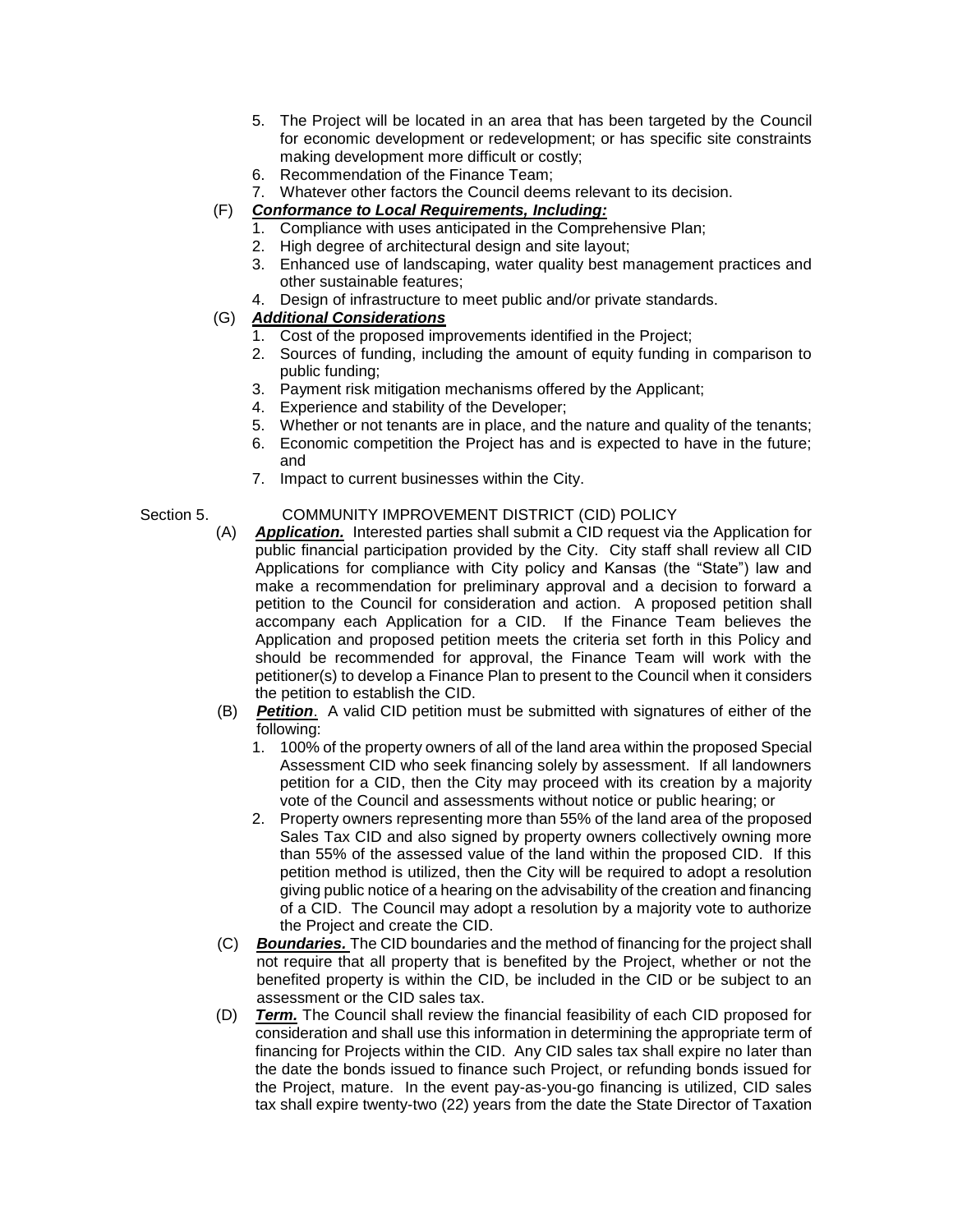5. The Project will be located in an area that has been targeted by the Council for economic development or redevelopment; or has specific site constraints making development more difficult or costly;
6. Recommendation of the Finance Team;
7. Whatever other factors the Council deems relevant to its decision.

(F) ***Conformance to Local Requirements, Including:***

1. Compliance with uses anticipated in the Comprehensive Plan;
2. High degree of architectural design and site layout;
3. Enhanced use of landscaping, water quality best management practices and other sustainable features;
4. Design of infrastructure to meet public and/or private standards.

(G) ***Additional Considerations***

1. Cost of the proposed improvements identified in the Project;
2. Sources of funding, including the amount of equity funding in comparison to public funding;
3. Payment risk mitigation mechanisms offered by the Applicant;
4. Experience and stability of the Developer;
5. Whether or not tenants are in place, and the nature and quality of the tenants;
6. Economic competition the Project has and is expected to have in the future; and
7. Impact to current businesses within the City.

## Section 5. COMMUNITY IMPROVEMENT DISTRICT (CID) POLICY

(A) ***Application.*** Interested parties shall submit a CID request via the Application for public financial participation provided by the City. City staff shall review all CID Applications for compliance with City policy and Kansas (the "State") law and make a recommendation for preliminary approval and a decision to forward a petition to the Council for consideration and action. A proposed petition shall accompany each Application for a CID. If the Finance Team believes the Application and proposed petition meets the criteria set forth in this Policy and should be recommended for approval, the Finance Team will work with the petitioner(s) to develop a Finance Plan to present to the Council when it considers the petition to establish the CID.

(B) ***Petition***. A valid CID petition must be submitted with signatures of either of the following:

1. 100% of the property owners of all of the land area within the proposed Special Assessment CID who seek financing solely by assessment. If all landowners petition for a CID, then the City may proceed with its creation by a majority vote of the Council and assessments without notice or public hearing; or
2. Property owners representing more than 55% of the land area of the proposed Sales Tax CID and also signed by property owners collectively owning more than 55% of the assessed value of the land within the proposed CID. If this petition method is utilized, then the City will be required to adopt a resolution giving public notice of a hearing on the advisability of the creation and financing of a CID. The Council may adopt a resolution by a majority vote to authorize the Project and create the CID.

(C) ***Boundaries.*** The CID boundaries and the method of financing for the project shall not require that all property that is benefited by the Project, whether or not the benefited property is within the CID, be included in the CID or be subject to an assessment or the CID sales tax.

(D) ***Term.*** The Council shall review the financial feasibility of each CID proposed for consideration and shall use this information in determining the appropriate term of financing for Projects within the CID. Any CID sales tax shall expire no later than the date the bonds issued to finance such Project, or refunding bonds issued for the Project, mature. In the event pay-as-you-go financing is utilized, CID sales tax shall expire twenty-two (22) years from the date the State Director of Taxation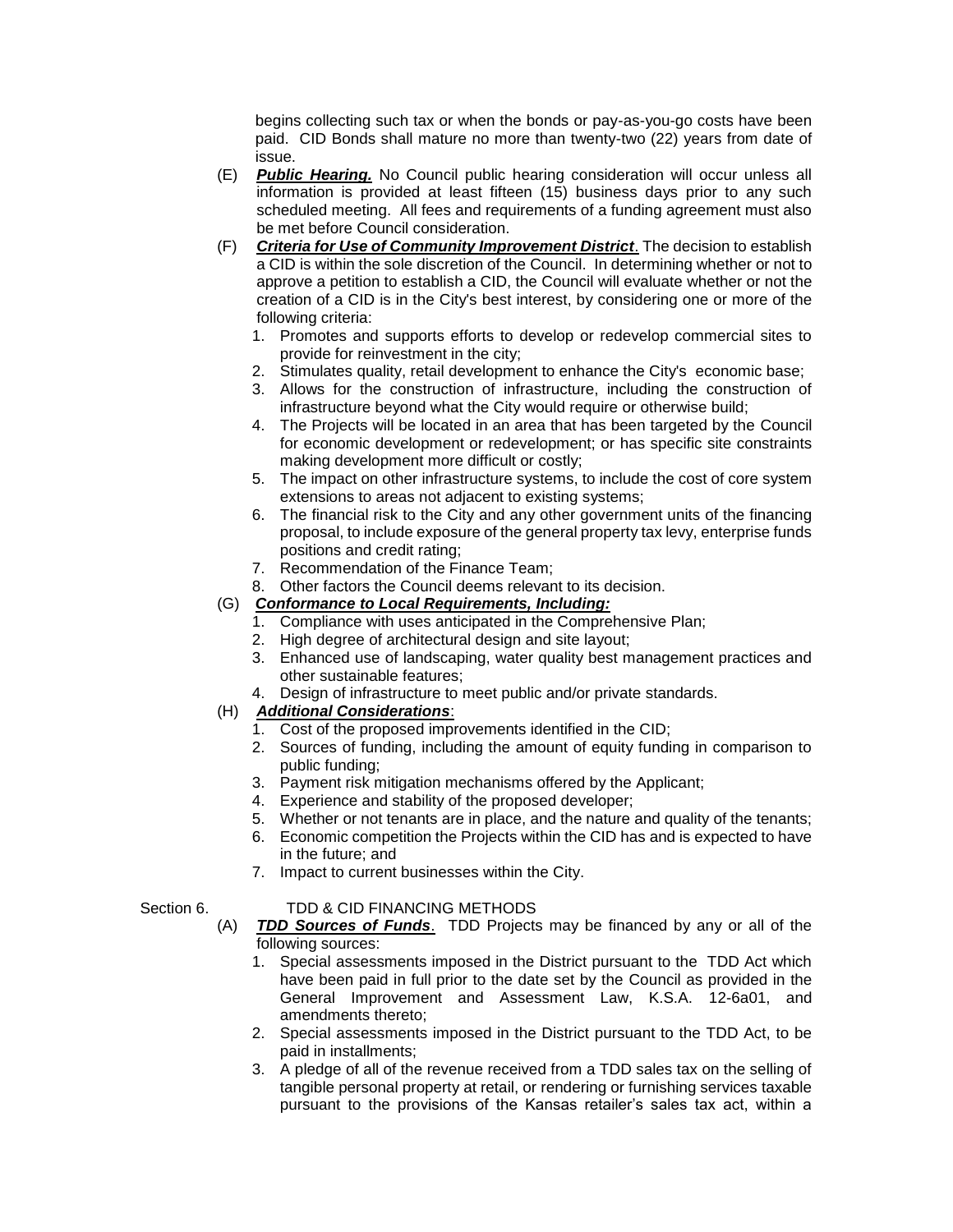begins collecting such tax or when the bonds or pay-as-you-go costs have been paid. CID Bonds shall mature no more than twenty-two (22) years from date of issue.

(E) ***Public Hearing.*** No Council public hearing consideration will occur unless all information is provided at least fifteen (15) business days prior to any such scheduled meeting. All fees and requirements of a funding agreement must also be met before Council consideration.

(F) ***Criteria for Use of Community Improvement District***. The decision to establish a CID is within the sole discretion of the Council. In determining whether or not to approve a petition to establish a CID, the Council will evaluate whether or not the creation of a CID is in the City's best interest, by considering one or more of the following criteria:

1. Promotes and supports efforts to develop or redevelop commercial sites to provide for reinvestment in the city;
2. Stimulates quality, retail development to enhance the City's economic base;
3. Allows for the construction of infrastructure, including the construction of infrastructure beyond what the City would require or otherwise build;
4. The Projects will be located in an area that has been targeted by the Council for economic development or redevelopment; or has specific site constraints making development more difficult or costly;
5. The impact on other infrastructure systems, to include the cost of core system extensions to areas not adjacent to existing systems;
6. The financial risk to the City and any other government units of the financing proposal, to include exposure of the general property tax levy, enterprise funds positions and credit rating;
7. Recommendation of the Finance Team;
8. Other factors the Council deems relevant to its decision.

(G) ***Conformance to Local Requirements, Including:***

1. Compliance with uses anticipated in the Comprehensive Plan;
2. High degree of architectural design and site layout;
3. Enhanced use of landscaping, water quality best management practices and other sustainable features;
4. Design of infrastructure to meet public and/or private standards.

(H) ***Additional Considerations***:

1. Cost of the proposed improvements identified in the CID;
2. Sources of funding, including the amount of equity funding in comparison to public funding;
3. Payment risk mitigation mechanisms offered by the Applicant;
4. Experience and stability of the proposed developer;
5. Whether or not tenants are in place, and the nature and quality of the tenants;
6. Economic competition the Projects within the CID has and is expected to have in the future; and
7. Impact to current businesses within the City.

Section 6. TDD & CID FINANCING METHODS

(A) ***TDD Sources of Funds***. TDD Projects may be financed by any or all of the following sources:

1. Special assessments imposed in the District pursuant to the TDD Act which have been paid in full prior to the date set by the Council as provided in the General Improvement and Assessment Law, K.S.A. 12-6a01, and amendments thereto;
2. Special assessments imposed in the District pursuant to the TDD Act, to be paid in installments;
3. A pledge of all of the revenue received from a TDD sales tax on the selling of tangible personal property at retail, or rendering or furnishing services taxable pursuant to the provisions of the Kansas retailer's sales tax act, within a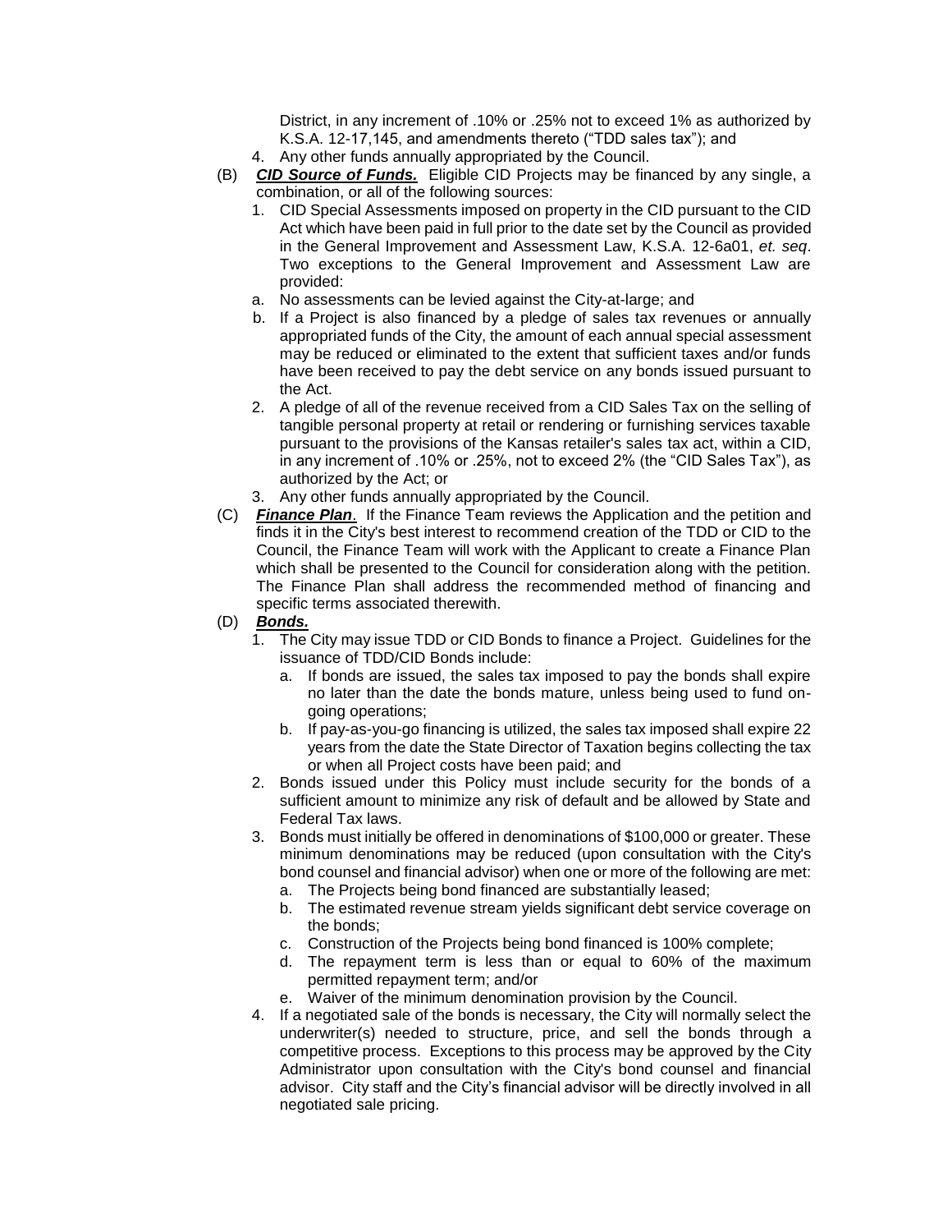District, in any increment of .10% or .25% not to exceed 1% as authorized by K.S.A. 12-17,145, and amendments thereto ("TDD sales tax"); and

4. Any other funds annually appropriated by the Council.

(B) ***CID Source of Funds.*** Eligible CID Projects may be financed by any single, a combination, or all of the following sources:

1. CID Special Assessments imposed on property in the CID pursuant to the CID Act which have been paid in full prior to the date set by the Council as provided in the General Improvement and Assessment Law, K.S.A. 12-6a01, *et. seq*. Two exceptions to the General Improvement and Assessment Law are provided:

   a. No assessments can be levied against the City-at-large; and

   b. If a Project is also financed by a pledge of sales tax revenues or annually appropriated funds of the City, the amount of each annual special assessment may be reduced or eliminated to the extent that sufficient taxes and/or funds have been received to pay the debt service on any bonds issued pursuant to the Act.

2. A pledge of all of the revenue received from a CID Sales Tax on the selling of tangible personal property at retail or rendering or furnishing services taxable pursuant to the provisions of the Kansas retailer's sales tax act, within a CID, in any increment of .10% or .25%, not to exceed 2% (the "CID Sales Tax"), as authorized by the Act; or

3. Any other funds annually appropriated by the Council.

(C) ***Finance Plan***. If the Finance Team reviews the Application and the petition and finds it in the City's best interest to recommend creation of the TDD or CID to the Council, the Finance Team will work with the Applicant to create a Finance Plan which shall be presented to the Council for consideration along with the petition. The Finance Plan shall address the recommended method of financing and specific terms associated therewith.

(D) ***Bonds.***

1. The City may issue TDD or CID Bonds to finance a Project. Guidelines for the issuance of TDD/CID Bonds include:

   a. If bonds are issued, the sales tax imposed to pay the bonds shall expire no later than the date the bonds mature, unless being used to fund on-going operations;

   b. If pay-as-you-go financing is utilized, the sales tax imposed shall expire 22 years from the date the State Director of Taxation begins collecting the tax or when all Project costs have been paid; and

2. Bonds issued under this Policy must include security for the bonds of a sufficient amount to minimize any risk of default and be allowed by State and Federal Tax laws.

3. Bonds must initially be offered in denominations of $100,000 or greater. These minimum denominations may be reduced (upon consultation with the City's bond counsel and financial advisor) when one or more of the following are met:

   a. The Projects being bond financed are substantially leased;

   b. The estimated revenue stream yields significant debt service coverage on the bonds;

   c. Construction of the Projects being bond financed is 100% complete;

   d. The repayment term is less than or equal to 60% of the maximum permitted repayment term; and/or

   e. Waiver of the minimum denomination provision by the Council.

4. If a negotiated sale of the bonds is necessary, the City will normally select the underwriter(s) needed to structure, price, and sell the bonds through a competitive process. Exceptions to this process may be approved by the City Administrator upon consultation with the City's bond counsel and financial advisor. City staff and the City's financial advisor will be directly involved in all negotiated sale pricing.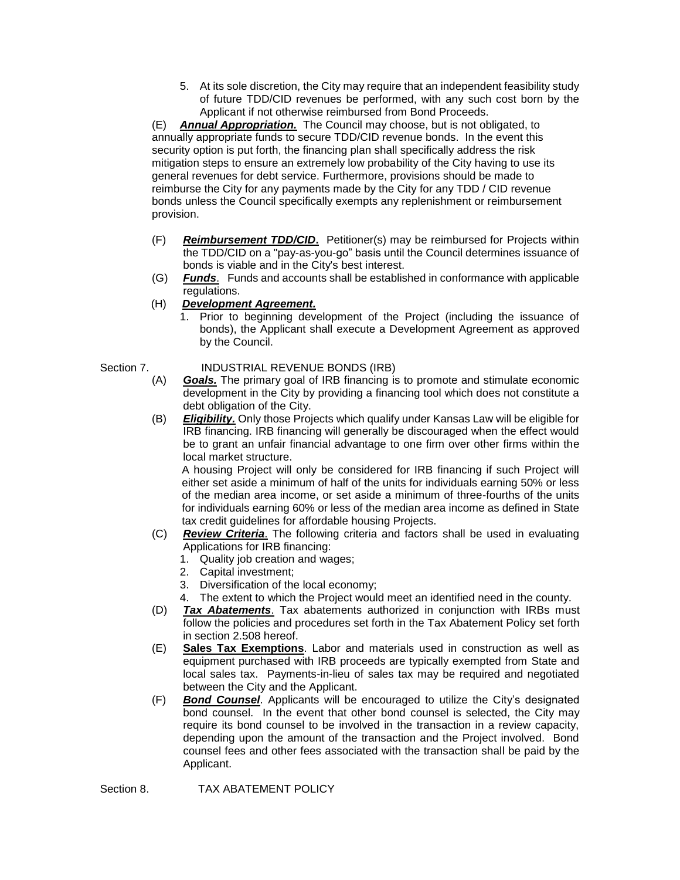5. At its sole discretion, the City may require that an independent feasibility study of future TDD/CID revenues be performed, with any such cost born by the Applicant if not otherwise reimbursed from Bond Proceeds.

(E) ***Annual Appropriation.*** The Council may choose, but is not obligated, to annually appropriate funds to secure TDD/CID revenue bonds. In the event this security option is put forth, the financing plan shall specifically address the risk mitigation steps to ensure an extremely low probability of the City having to use its general revenues for debt service. Furthermore, provisions should be made to reimburse the City for any payments made by the City for any TDD / CID revenue bonds unless the Council specifically exempts any replenishment or reimbursement provision.

(F) ***Reimbursement TDD/CID.*** Petitioner(s) may be reimbursed for Projects within the TDD/CID on a "pay-as-you-go" basis until the Council determines issuance of bonds is viable and in the City's best interest.

(G) ***Funds***. Funds and accounts shall be established in conformance with applicable regulations.

(H) ***Development Agreement.***

1. Prior to beginning development of the Project (including the issuance of bonds), the Applicant shall execute a Development Agreement as approved by the Council.

Section 7. INDUSTRIAL REVENUE BONDS (IRB)

(A) ***Goals.*** The primary goal of IRB financing is to promote and stimulate economic development in the City by providing a financing tool which does not constitute a debt obligation of the City.

(B) ***Eligibility.*** Only those Projects which qualify under Kansas Law will be eligible for IRB financing. IRB financing will generally be discouraged when the effect would be to grant an unfair financial advantage to one firm over other firms within the local market structure.

A housing Project will only be considered for IRB financing if such Project will either set aside a minimum of half of the units for individuals earning 50% or less of the median area income, or set aside a minimum of three-fourths of the units for individuals earning 60% or less of the median area income as defined in State tax credit guidelines for affordable housing Projects.

(C) ***Review Criteria***. The following criteria and factors shall be used in evaluating Applications for IRB financing:

1. Quality job creation and wages;
2. Capital investment;
3. Diversification of the local economy;
4. The extent to which the Project would meet an identified need in the county.

(D) ***Tax Abatements***. Tax abatements authorized in conjunction with IRBs must follow the policies and procedures set forth in the Tax Abatement Policy set forth in section 2.508 hereof.

(E) **Sales Tax Exemptions**. Labor and materials used in construction as well as equipment purchased with IRB proceeds are typically exempted from State and local sales tax. Payments-in-lieu of sales tax may be required and negotiated between the City and the Applicant.

(F) ***Bond Counsel***. Applicants will be encouraged to utilize the City's designated bond counsel. In the event that other bond counsel is selected, the City may require its bond counsel to be involved in the transaction in a review capacity, depending upon the amount of the transaction and the Project involved. Bond counsel fees and other fees associated with the transaction shall be paid by the Applicant.

Section 8. TAX ABATEMENT POLICY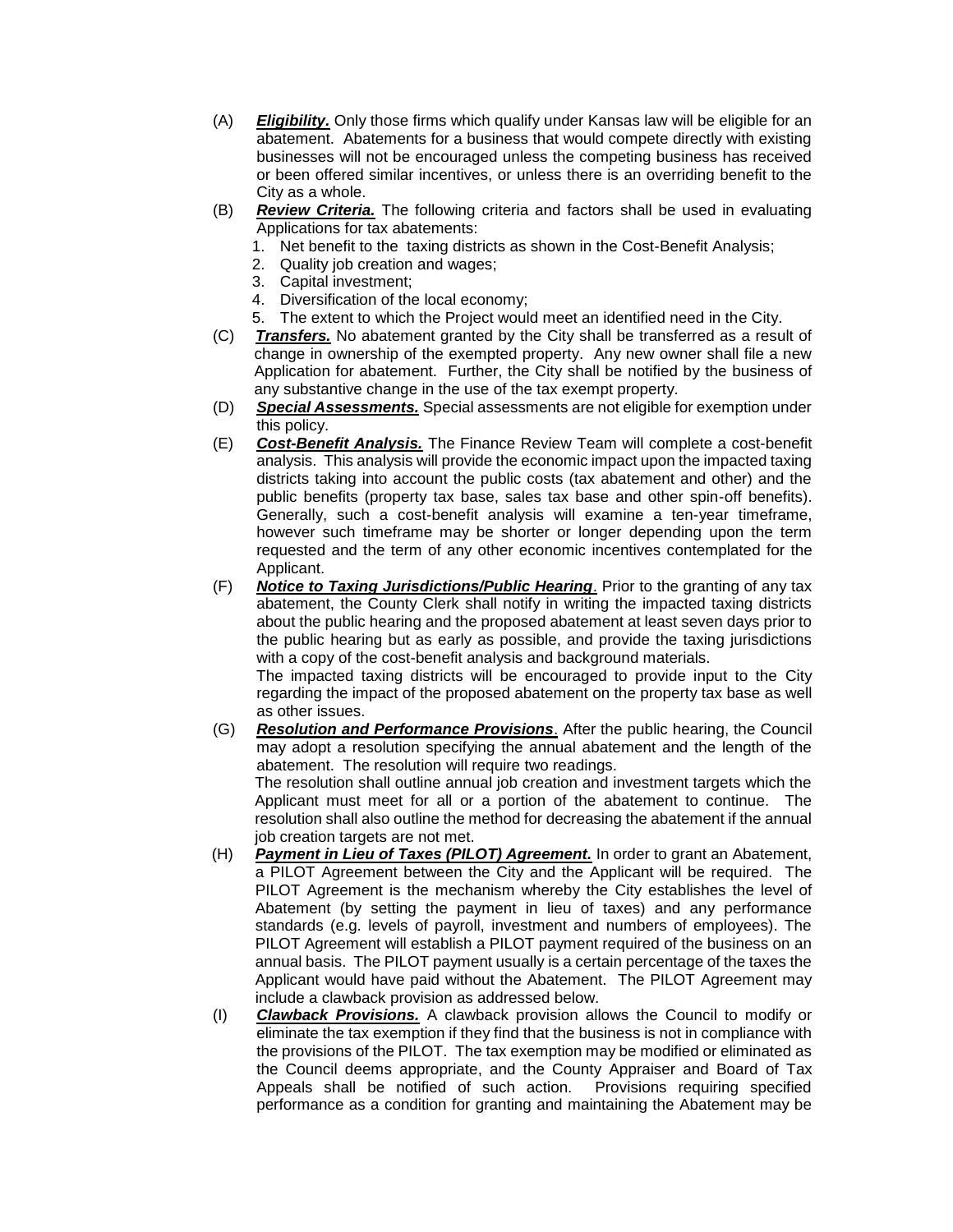(A) ***Eligibility.*** Only those firms which qualify under Kansas law will be eligible for an abatement. Abatements for a business that would compete directly with existing businesses will not be encouraged unless the competing business has received or been offered similar incentives, or unless there is an overriding benefit to the City as a whole.

(B) ***Review Criteria.*** The following criteria and factors shall be used in evaluating Applications for tax abatements:

1. Net benefit to the taxing districts as shown in the Cost-Benefit Analysis;
2. Quality job creation and wages;
3. Capital investment;
4. Diversification of the local economy;
5. The extent to which the Project would meet an identified need in the City.

(C) ***Transfers.*** No abatement granted by the City shall be transferred as a result of change in ownership of the exempted property. Any new owner shall file a new Application for abatement. Further, the City shall be notified by the business of any substantive change in the use of the tax exempt property.

(D) ***Special Assessments.*** Special assessments are not eligible for exemption under this policy.

(E) ***Cost-Benefit Analysis.*** The Finance Review Team will complete a cost-benefit analysis. This analysis will provide the economic impact upon the impacted taxing districts taking into account the public costs (tax abatement and other) and the public benefits (property tax base, sales tax base and other spin-off benefits). Generally, such a cost-benefit analysis will examine a ten-year timeframe, however such timeframe may be shorter or longer depending upon the term requested and the term of any other economic incentives contemplated for the Applicant.

(F) ***Notice to Taxing Jurisdictions/Public Hearing***. Prior to the granting of any tax abatement, the County Clerk shall notify in writing the impacted taxing districts about the public hearing and the proposed abatement at least seven days prior to the public hearing but as early as possible, and provide the taxing jurisdictions with a copy of the cost-benefit analysis and background materials.

The impacted taxing districts will be encouraged to provide input to the City regarding the impact of the proposed abatement on the property tax base as well as other issues.

(G) ***Resolution and Performance Provisions***. After the public hearing, the Council may adopt a resolution specifying the annual abatement and the length of the abatement. The resolution will require two readings.

The resolution shall outline annual job creation and investment targets which the Applicant must meet for all or a portion of the abatement to continue. The resolution shall also outline the method for decreasing the abatement if the annual job creation targets are not met.

(H) ***Payment in Lieu of Taxes (PILOT) Agreement.*** In order to grant an Abatement, a PILOT Agreement between the City and the Applicant will be required. The PILOT Agreement is the mechanism whereby the City establishes the level of Abatement (by setting the payment in lieu of taxes) and any performance standards (e.g. levels of payroll, investment and numbers of employees). The PILOT Agreement will establish a PILOT payment required of the business on an annual basis. The PILOT payment usually is a certain percentage of the taxes the Applicant would have paid without the Abatement. The PILOT Agreement may include a clawback provision as addressed below.

(I) ***Clawback Provisions.*** A clawback provision allows the Council to modify or eliminate the tax exemption if they find that the business is not in compliance with the provisions of the PILOT. The tax exemption may be modified or eliminated as the Council deems appropriate, and the County Appraiser and Board of Tax Appeals shall be notified of such action. Provisions requiring specified performance as a condition for granting and maintaining the Abatement may be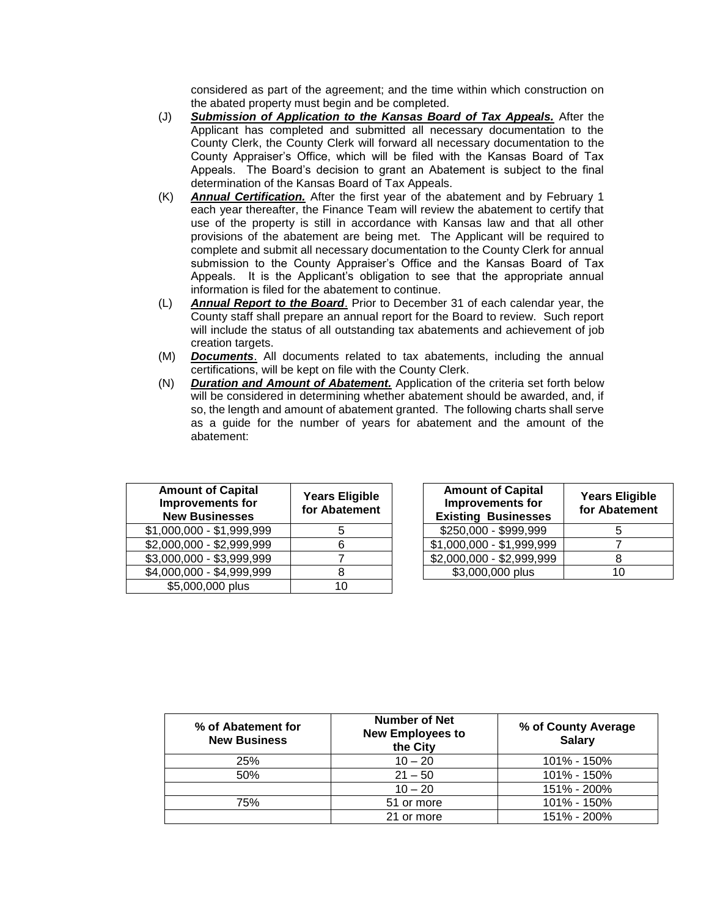considered as part of the agreement; and the time within which construction on the abated property must begin and be completed.

(J) ***Submission of Application to the Kansas Board of Tax Appeals.*** After the Applicant has completed and submitted all necessary documentation to the County Clerk, the County Clerk will forward all necessary documentation to the County Appraiser's Office, which will be filed with the Kansas Board of Tax Appeals. The Board's decision to grant an Abatement is subject to the final determination of the Kansas Board of Tax Appeals.

(K) ***Annual Certification.*** After the first year of the abatement and by February 1 each year thereafter, the Finance Team will review the abatement to certify that use of the property is still in accordance with Kansas law and that all other provisions of the abatement are being met. The Applicant will be required to complete and submit all necessary documentation to the County Clerk for annual submission to the County Appraiser's Office and the Kansas Board of Tax Appeals. It is the Applicant's obligation to see that the appropriate annual information is filed for the abatement to continue.

(L) ***Annual Report to the Board***. Prior to December 31 of each calendar year, the County staff shall prepare an annual report for the Board to review. Such report will include the status of all outstanding tax abatements and achievement of job creation targets.

(M) ***Documents***. All documents related to tax abatements, including the annual certifications, will be kept on file with the County Clerk.

(N) ***Duration and Amount of Abatement.*** Application of the criteria set forth below will be considered in determining whether abatement should be awarded, and, if so, the length and amount of abatement granted. The following charts shall serve as a guide for the number of years for abatement and the amount of the abatement:

| Amount of Capital Improvements for New Businesses | Years Eligible for Abatement |
|---|---|
| $1,000,000 - $1,999,999 | 5 |
| $2,000,000 - $2,999,999 | 6 |
| $3,000,000 - $3,999,999 | 7 |
| $4,000,000 - $4,999,999 | 8 |
| $5,000,000 plus | 10 |

| Amount of Capital Improvements for Existing Businesses | Years Eligible for Abatement |
|---|---|
| $250,000 - $999,999 | 5 |
| $1,000,000 - $1,999,999 | 7 |
| $2,000,000 - $2,999,999 | 8 |
| $3,000,000 plus | 10 |

| % of Abatement for New Business | Number of Net New Employees to the City | % of County Average Salary |
|---|---|---|
| 25% | 10 – 20 | 101% - 150% |
| 50% | 21 – 50 | 101% - 150% |
| | 10 – 20 | 151% - 200% |
| 75% | 51 or more | 101% - 150% |
| | 21 or more | 151% - 200% |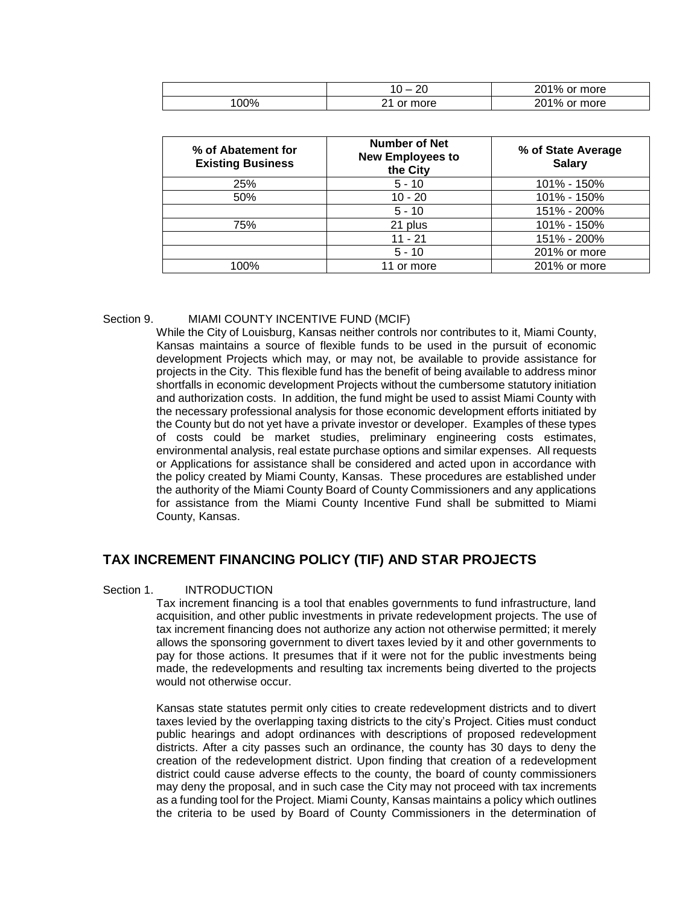| | | |
|---|---|---|
| | 10 – 20 | 201% or more |
| 100% | 21 or more | 201% or more |

| % of Abatement for Existing Business | Number of Net New Employees to the City | % of State Average Salary |
|---|---|---|
| 25% | 5 - 10 | 101% - 150% |
| 50% | 10 - 20 | 101% - 150% |
| | 5 - 10 | 151% - 200% |
| 75% | 21 plus | 101% - 150% |
| | 11 - 21 | 151% - 200% |
| | 5 - 10 | 201% or more |
| 100% | 11 or more | 201% or more |

Section 9. MIAMI COUNTY INCENTIVE FUND (MCIF)

While the City of Louisburg, Kansas neither controls nor contributes to it, Miami County, Kansas maintains a source of flexible funds to be used in the pursuit of economic development Projects which may, or may not, be available to provide assistance for projects in the City. This flexible fund has the benefit of being available to address minor shortfalls in economic development Projects without the cumbersome statutory initiation and authorization costs. In addition, the fund might be used to assist Miami County with the necessary professional analysis for those economic development efforts initiated by the County but do not yet have a private investor or developer. Examples of these types of costs could be market studies, preliminary engineering costs estimates, environmental analysis, real estate purchase options and similar expenses. All requests or Applications for assistance shall be considered and acted upon in accordance with the policy created by Miami County, Kansas. These procedures are established under the authority of the Miami County Board of County Commissioners and any applications for assistance from the Miami County Incentive Fund shall be submitted to Miami County, Kansas.

## TAX INCREMENT FINANCING POLICY (TIF) AND STAR PROJECTS

Section 1. INTRODUCTION

Tax increment financing is a tool that enables governments to fund infrastructure, land acquisition, and other public investments in private redevelopment projects. The use of tax increment financing does not authorize any action not otherwise permitted; it merely allows the sponsoring government to divert taxes levied by it and other governments to pay for those actions. It presumes that if it were not for the public investments being made, the redevelopments and resulting tax increments being diverted to the projects would not otherwise occur.

Kansas state statutes permit only cities to create redevelopment districts and to divert taxes levied by the overlapping taxing districts to the city's Project. Cities must conduct public hearings and adopt ordinances with descriptions of proposed redevelopment districts. After a city passes such an ordinance, the county has 30 days to deny the creation of the redevelopment district. Upon finding that creation of a redevelopment district could cause adverse effects to the county, the board of county commissioners may deny the proposal, and in such case the City may not proceed with tax increments as a funding tool for the Project. Miami County, Kansas maintains a policy which outlines the criteria to be used by Board of County Commissioners in the determination of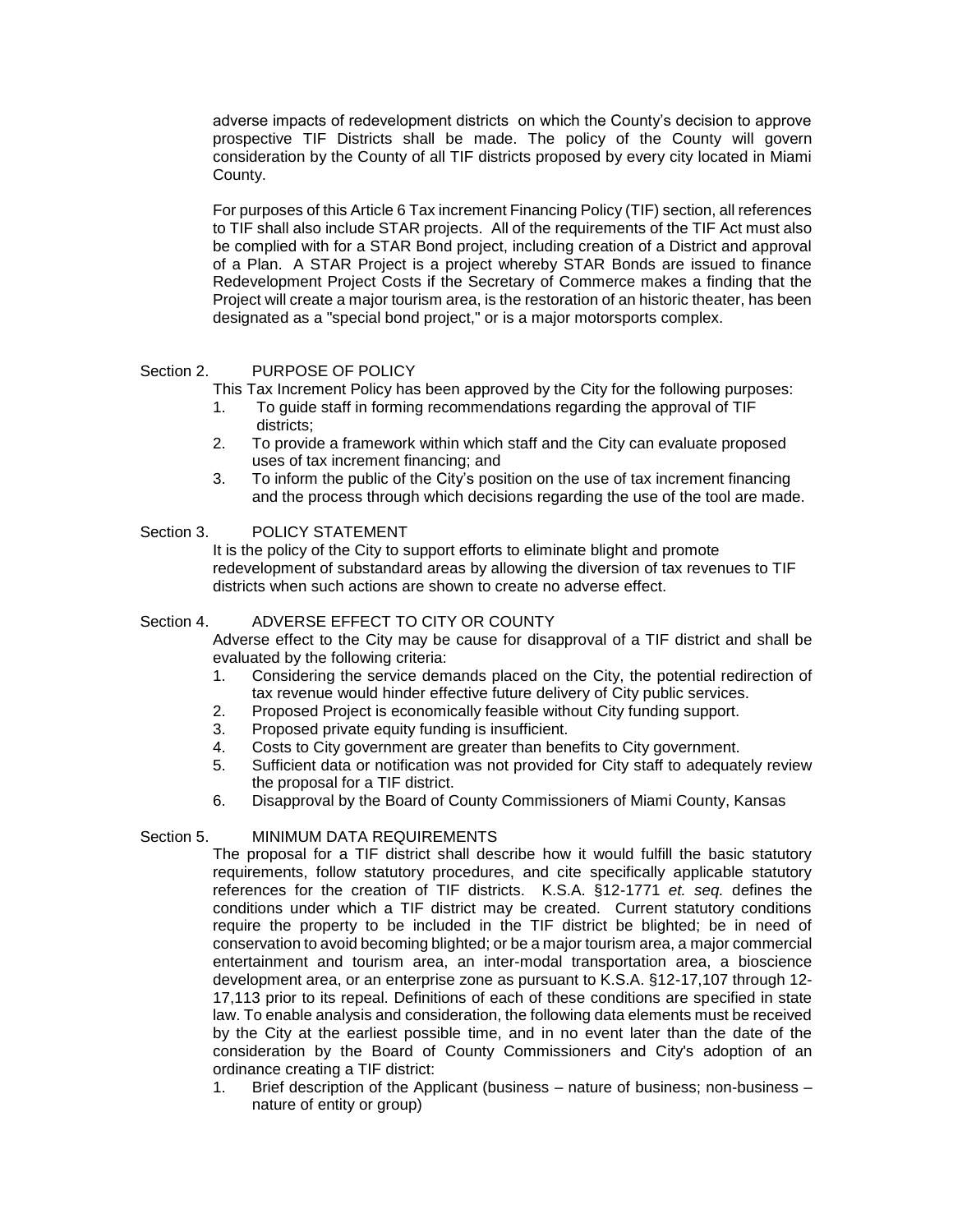adverse impacts of redevelopment districts on which the County's decision to approve prospective TIF Districts shall be made. The policy of the County will govern consideration by the County of all TIF districts proposed by every city located in Miami County.

For purposes of this Article 6 Tax increment Financing Policy (TIF) section, all references to TIF shall also include STAR projects. All of the requirements of the TIF Act must also be complied with for a STAR Bond project, including creation of a District and approval of a Plan. A STAR Project is a project whereby STAR Bonds are issued to finance Redevelopment Project Costs if the Secretary of Commerce makes a finding that the Project will create a major tourism area, is the restoration of an historic theater, has been designated as a "special bond project," or is a major motorsports complex.

Section 2. PURPOSE OF POLICY

This Tax Increment Policy has been approved by the City for the following purposes:

1. To guide staff in forming recommendations regarding the approval of TIF districts;
2. To provide a framework within which staff and the City can evaluate proposed uses of tax increment financing; and
3. To inform the public of the City's position on the use of tax increment financing and the process through which decisions regarding the use of the tool are made.

Section 3. POLICY STATEMENT

It is the policy of the City to support efforts to eliminate blight and promote redevelopment of substandard areas by allowing the diversion of tax revenues to TIF districts when such actions are shown to create no adverse effect.

Section 4. ADVERSE EFFECT TO CITY OR COUNTY

Adverse effect to the City may be cause for disapproval of a TIF district and shall be evaluated by the following criteria:

1. Considering the service demands placed on the City, the potential redirection of tax revenue would hinder effective future delivery of City public services.
2. Proposed Project is economically feasible without City funding support.
3. Proposed private equity funding is insufficient.
4. Costs to City government are greater than benefits to City government.
5. Sufficient data or notification was not provided for City staff to adequately review the proposal for a TIF district.
6. Disapproval by the Board of County Commissioners of Miami County, Kansas

Section 5. MINIMUM DATA REQUIREMENTS

The proposal for a TIF district shall describe how it would fulfill the basic statutory requirements, follow statutory procedures, and cite specifically applicable statutory references for the creation of TIF districts. K.S.A. §12-1771 *et. seq.* defines the conditions under which a TIF district may be created. Current statutory conditions require the property to be included in the TIF district be blighted; be in need of conservation to avoid becoming blighted; or be a major tourism area, a major commercial entertainment and tourism area, an inter-modal transportation area, a bioscience development area, or an enterprise zone as pursuant to K.S.A. §12-17,107 through 12-17,113 prior to its repeal. Definitions of each of these conditions are specified in state law. To enable analysis and consideration, the following data elements must be received by the City at the earliest possible time, and in no event later than the date of the consideration by the Board of County Commissioners and City's adoption of an ordinance creating a TIF district:

1. Brief description of the Applicant (business – nature of business; non-business – nature of entity or group)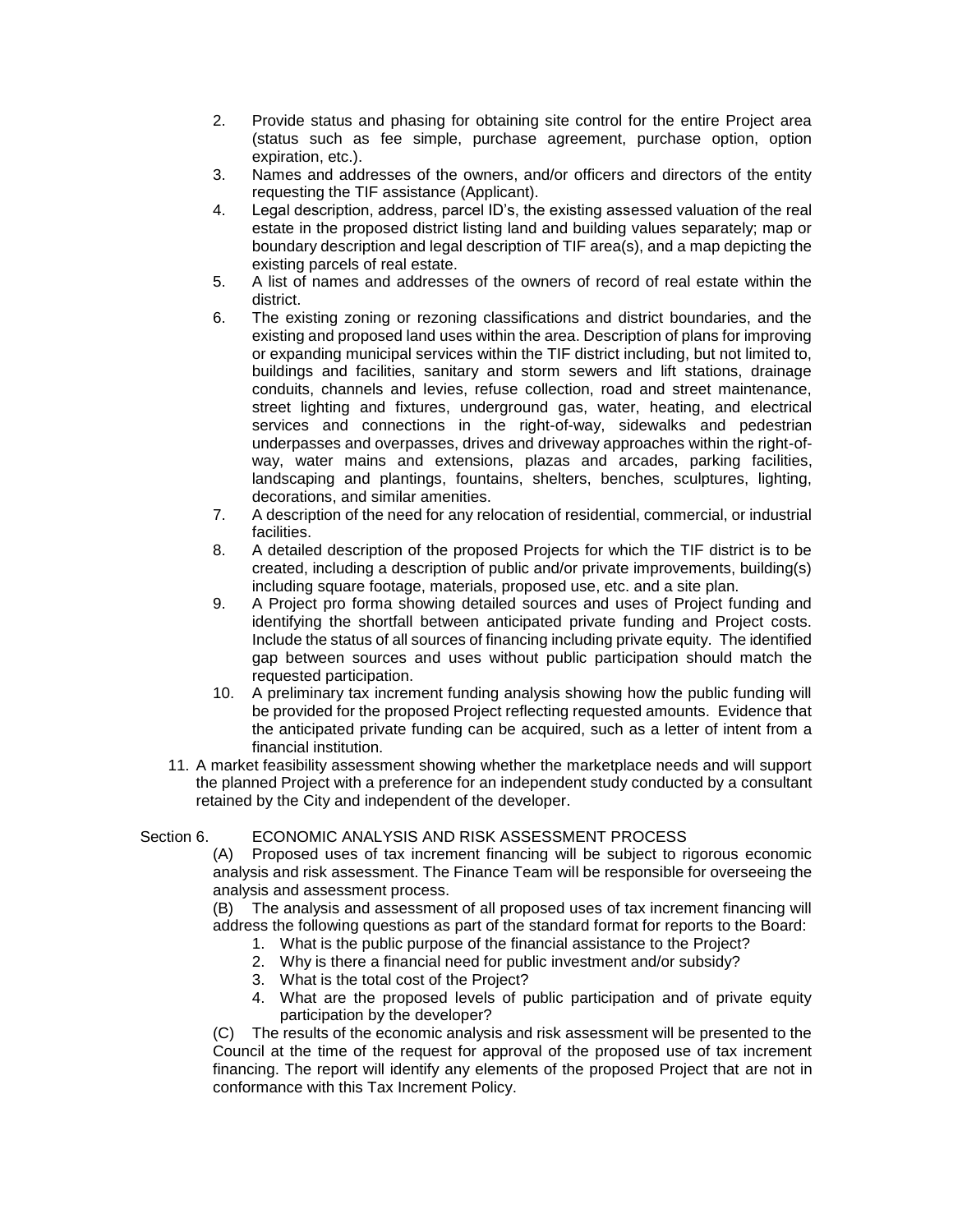2. Provide status and phasing for obtaining site control for the entire Project area (status such as fee simple, purchase agreement, purchase option, option expiration, etc.).
3. Names and addresses of the owners, and/or officers and directors of the entity requesting the TIF assistance (Applicant).
4. Legal description, address, parcel ID's, the existing assessed valuation of the real estate in the proposed district listing land and building values separately; map or boundary description and legal description of TIF area(s), and a map depicting the existing parcels of real estate.
5. A list of names and addresses of the owners of record of real estate within the district.
6. The existing zoning or rezoning classifications and district boundaries, and the existing and proposed land uses within the area. Description of plans for improving or expanding municipal services within the TIF district including, but not limited to, buildings and facilities, sanitary and storm sewers and lift stations, drainage conduits, channels and levies, refuse collection, road and street maintenance, street lighting and fixtures, underground gas, water, heating, and electrical services and connections in the right-of-way, sidewalks and pedestrian underpasses and overpasses, drives and driveway approaches within the right-of-way, water mains and extensions, plazas and arcades, parking facilities, landscaping and plantings, fountains, shelters, benches, sculptures, lighting, decorations, and similar amenities.
7. A description of the need for any relocation of residential, commercial, or industrial facilities.
8. A detailed description of the proposed Projects for which the TIF district is to be created, including a description of public and/or private improvements, building(s) including square footage, materials, proposed use, etc. and a site plan.
9. A Project pro forma showing detailed sources and uses of Project funding and identifying the shortfall between anticipated private funding and Project costs. Include the status of all sources of financing including private equity. The identified gap between sources and uses without public participation should match the requested participation.
10. A preliminary tax increment funding analysis showing how the public funding will be provided for the proposed Project reflecting requested amounts. Evidence that the anticipated private funding can be acquired, such as a letter of intent from a financial institution.
11. A market feasibility assessment showing whether the marketplace needs and will support the planned Project with a preference for an independent study conducted by a consultant retained by the City and independent of the developer.

Section 6. ECONOMIC ANALYSIS AND RISK ASSESSMENT PROCESS

(A) Proposed uses of tax increment financing will be subject to rigorous economic analysis and risk assessment. The Finance Team will be responsible for overseeing the analysis and assessment process.

(B) The analysis and assessment of all proposed uses of tax increment financing will address the following questions as part of the standard format for reports to the Board:

1. What is the public purpose of the financial assistance to the Project?
2. Why is there a financial need for public investment and/or subsidy?
3. What is the total cost of the Project?
4. What are the proposed levels of public participation and of private equity participation by the developer?

(C) The results of the economic analysis and risk assessment will be presented to the Council at the time of the request for approval of the proposed use of tax increment financing. The report will identify any elements of the proposed Project that are not in conformance with this Tax Increment Policy.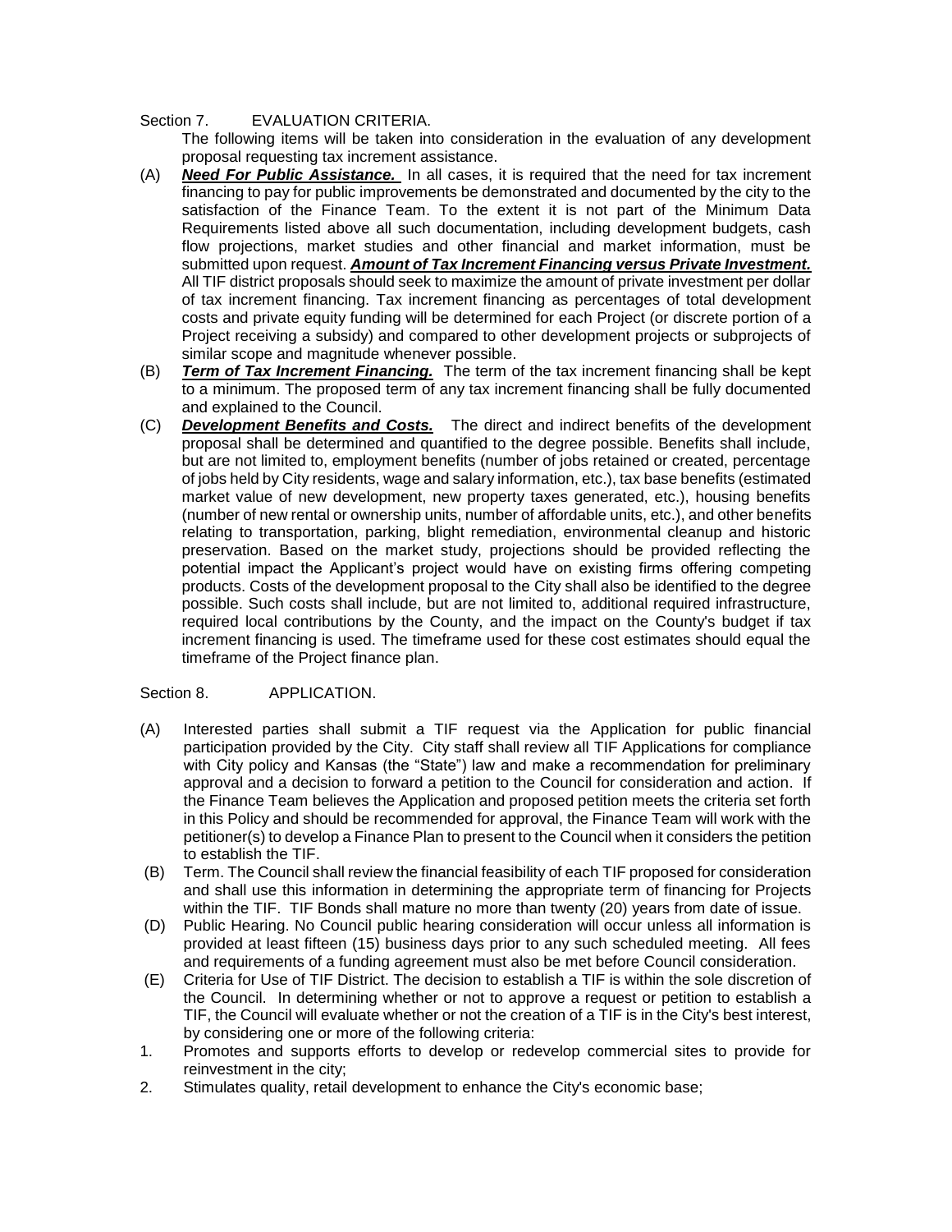Section 7. EVALUATION CRITERIA.

The following items will be taken into consideration in the evaluation of any development proposal requesting tax increment assistance.

(A) ***Need For Public Assistance.*** In all cases, it is required that the need for tax increment financing to pay for public improvements be demonstrated and documented by the city to the satisfaction of the Finance Team. To the extent it is not part of the Minimum Data Requirements listed above all such documentation, including development budgets, cash flow projections, market studies and other financial and market information, must be submitted upon request. ***Amount of Tax Increment Financing versus Private Investment.*** All TIF district proposals should seek to maximize the amount of private investment per dollar of tax increment financing. Tax increment financing as percentages of total development costs and private equity funding will be determined for each Project (or discrete portion of a Project receiving a subsidy) and compared to other development projects or subprojects of similar scope and magnitude whenever possible.

(B) ***Term of Tax Increment Financing.*** The term of the tax increment financing shall be kept to a minimum. The proposed term of any tax increment financing shall be fully documented and explained to the Council.

(C) ***Development Benefits and Costs.*** The direct and indirect benefits of the development proposal shall be determined and quantified to the degree possible. Benefits shall include, but are not limited to, employment benefits (number of jobs retained or created, percentage of jobs held by City residents, wage and salary information, etc.), tax base benefits (estimated market value of new development, new property taxes generated, etc.), housing benefits (number of new rental or ownership units, number of affordable units, etc.), and other benefits relating to transportation, parking, blight remediation, environmental cleanup and historic preservation. Based on the market study, projections should be provided reflecting the potential impact the Applicant's project would have on existing firms offering competing products. Costs of the development proposal to the City shall also be identified to the degree possible. Such costs shall include, but are not limited to, additional required infrastructure, required local contributions by the County, and the impact on the County's budget if tax increment financing is used. The timeframe used for these cost estimates should equal the timeframe of the Project finance plan.

Section 8. APPLICATION.

(A) Interested parties shall submit a TIF request via the Application for public financial participation provided by the City. City staff shall review all TIF Applications for compliance with City policy and Kansas (the "State") law and make a recommendation for preliminary approval and a decision to forward a petition to the Council for consideration and action. If the Finance Team believes the Application and proposed petition meets the criteria set forth in this Policy and should be recommended for approval, the Finance Team will work with the petitioner(s) to develop a Finance Plan to present to the Council when it considers the petition to establish the TIF.

(B) Term. The Council shall review the financial feasibility of each TIF proposed for consideration and shall use this information in determining the appropriate term of financing for Projects within the TIF. TIF Bonds shall mature no more than twenty (20) years from date of issue.

(D) Public Hearing. No Council public hearing consideration will occur unless all information is provided at least fifteen (15) business days prior to any such scheduled meeting. All fees and requirements of a funding agreement must also be met before Council consideration.

(E) Criteria for Use of TIF District. The decision to establish a TIF is within the sole discretion of the Council. In determining whether or not to approve a request or petition to establish a TIF, the Council will evaluate whether or not the creation of a TIF is in the City's best interest, by considering one or more of the following criteria:

1. Promotes and supports efforts to develop or redevelop commercial sites to provide for reinvestment in the city;
2. Stimulates quality, retail development to enhance the City's economic base;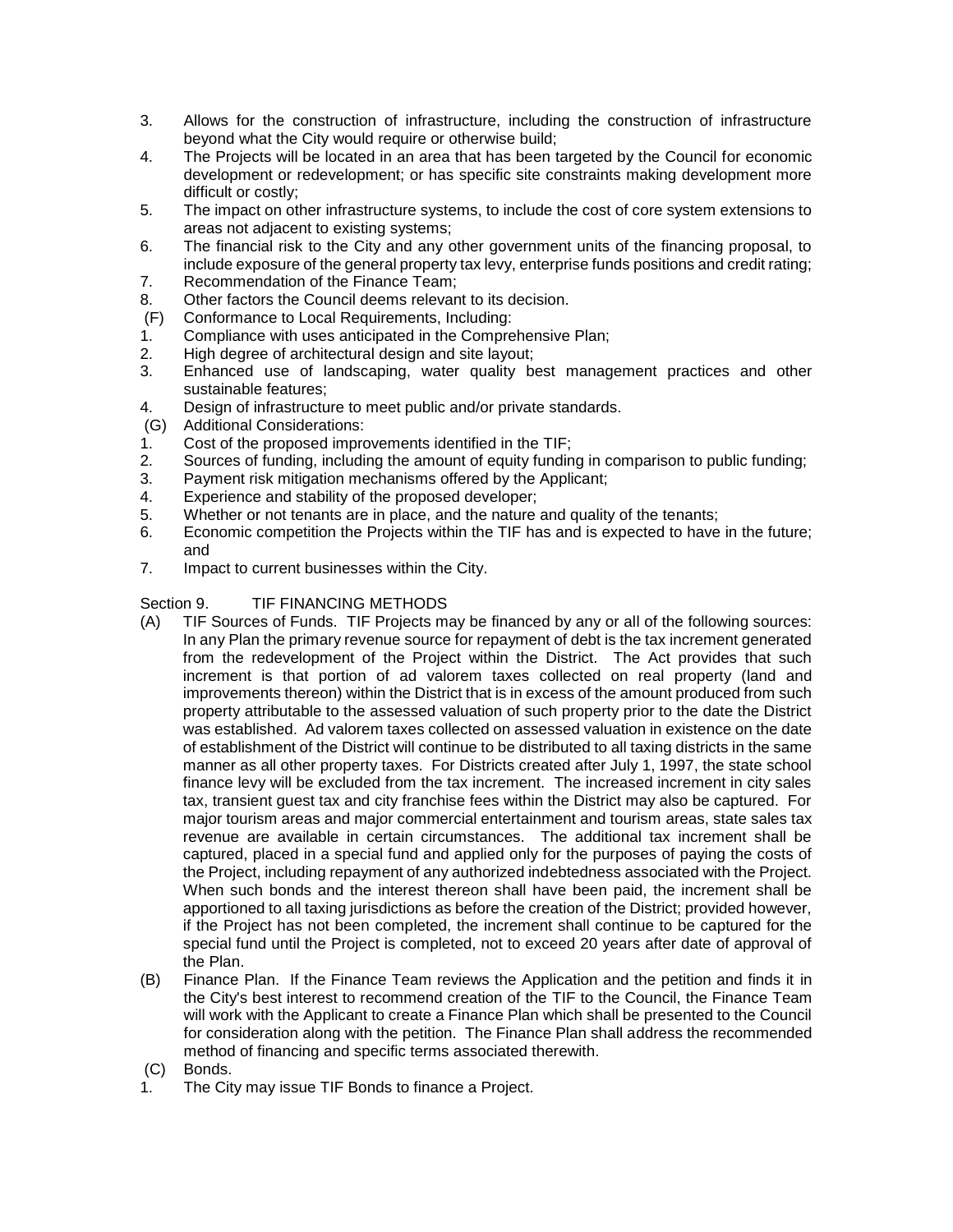3. Allows for the construction of infrastructure, including the construction of infrastructure beyond what the City would require or otherwise build;
4. The Projects will be located in an area that has been targeted by the Council for economic development or redevelopment; or has specific site constraints making development more difficult or costly;
5. The impact on other infrastructure systems, to include the cost of core system extensions to areas not adjacent to existing systems;
6. The financial risk to the City and any other government units of the financing proposal, to include exposure of the general property tax levy, enterprise funds positions and credit rating;
7. Recommendation of the Finance Team;
8. Other factors the Council deems relevant to its decision.

(F) Conformance to Local Requirements, Including:

1. Compliance with uses anticipated in the Comprehensive Plan;
2. High degree of architectural design and site layout;
3. Enhanced use of landscaping, water quality best management practices and other sustainable features;
4. Design of infrastructure to meet public and/or private standards.

(G) Additional Considerations:

1. Cost of the proposed improvements identified in the TIF;
2. Sources of funding, including the amount of equity funding in comparison to public funding;
3. Payment risk mitigation mechanisms offered by the Applicant;
4. Experience and stability of the proposed developer;
5. Whether or not tenants are in place, and the nature and quality of the tenants;
6. Economic competition the Projects within the TIF has and is expected to have in the future; and
7. Impact to current businesses within the City.

Section 9. TIF FINANCING METHODS

(A) TIF Sources of Funds. TIF Projects may be financed by any or all of the following sources: In any Plan the primary revenue source for repayment of debt is the tax increment generated from the redevelopment of the Project within the District. The Act provides that such increment is that portion of ad valorem taxes collected on real property (land and improvements thereon) within the District that is in excess of the amount produced from such property attributable to the assessed valuation of such property prior to the date the District was established. Ad valorem taxes collected on assessed valuation in existence on the date of establishment of the District will continue to be distributed to all taxing districts in the same manner as all other property taxes. For Districts created after July 1, 1997, the state school finance levy will be excluded from the tax increment. The increased increment in city sales tax, transient guest tax and city franchise fees within the District may also be captured. For major tourism areas and major commercial entertainment and tourism areas, state sales tax revenue are available in certain circumstances. The additional tax increment shall be captured, placed in a special fund and applied only for the purposes of paying the costs of the Project, including repayment of any authorized indebtedness associated with the Project. When such bonds and the interest thereon shall have been paid, the increment shall be apportioned to all taxing jurisdictions as before the creation of the District; provided however, if the Project has not been completed, the increment shall continue to be captured for the special fund until the Project is completed, not to exceed 20 years after date of approval of the Plan.

(B) Finance Plan. If the Finance Team reviews the Application and the petition and finds it in the City's best interest to recommend creation of the TIF to the Council, the Finance Team will work with the Applicant to create a Finance Plan which shall be presented to the Council for consideration along with the petition. The Finance Plan shall address the recommended method of financing and specific terms associated therewith.

(C) Bonds.

1. The City may issue TIF Bonds to finance a Project.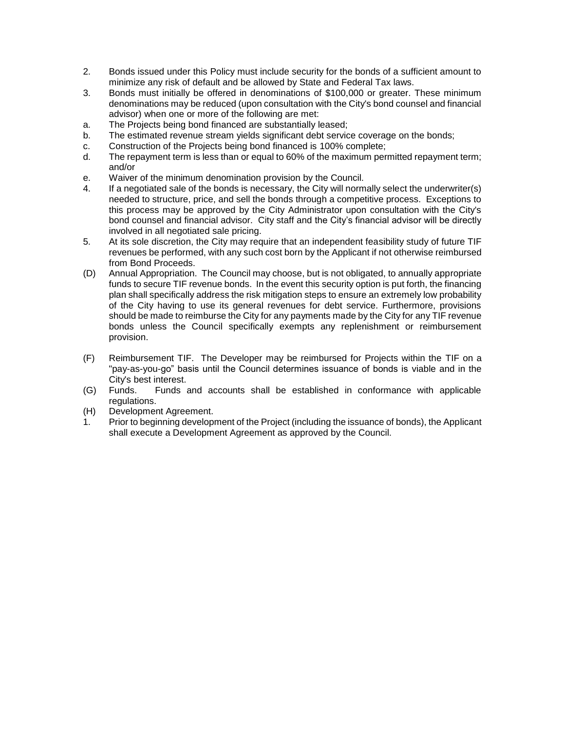2. Bonds issued under this Policy must include security for the bonds of a sufficient amount to minimize any risk of default and be allowed by State and Federal Tax laws.
3. Bonds must initially be offered in denominations of $100,000 or greater. These minimum denominations may be reduced (upon consultation with the City's bond counsel and financial advisor) when one or more of the following are met:

a. The Projects being bond financed are substantially leased;
b. The estimated revenue stream yields significant debt service coverage on the bonds;
c. Construction of the Projects being bond financed is 100% complete;
d. The repayment term is less than or equal to 60% of the maximum permitted repayment term; and/or
e. Waiver of the minimum denomination provision by the Council.

4. If a negotiated sale of the bonds is necessary, the City will normally select the underwriter(s) needed to structure, price, and sell the bonds through a competitive process. Exceptions to this process may be approved by the City Administrator upon consultation with the City's bond counsel and financial advisor. City staff and the City's financial advisor will be directly involved in all negotiated sale pricing.
5. At its sole discretion, the City may require that an independent feasibility study of future TIF revenues be performed, with any such cost born by the Applicant if not otherwise reimbursed from Bond Proceeds.

(D) Annual Appropriation. The Council may choose, but is not obligated, to annually appropriate funds to secure TIF revenue bonds. In the event this security option is put forth, the financing plan shall specifically address the risk mitigation steps to ensure an extremely low probability of the City having to use its general revenues for debt service. Furthermore, provisions should be made to reimburse the City for any payments made by the City for any TIF revenue bonds unless the Council specifically exempts any replenishment or reimbursement provision.

(F) Reimbursement TIF. The Developer may be reimbursed for Projects within the TIF on a "pay-as-you-go" basis until the Council determines issuance of bonds is viable and in the City's best interest.

(G) Funds. Funds and accounts shall be established in conformance with applicable regulations.

(H) Development Agreement.

1. Prior to beginning development of the Project (including the issuance of bonds), the Applicant shall execute a Development Agreement as approved by the Council.